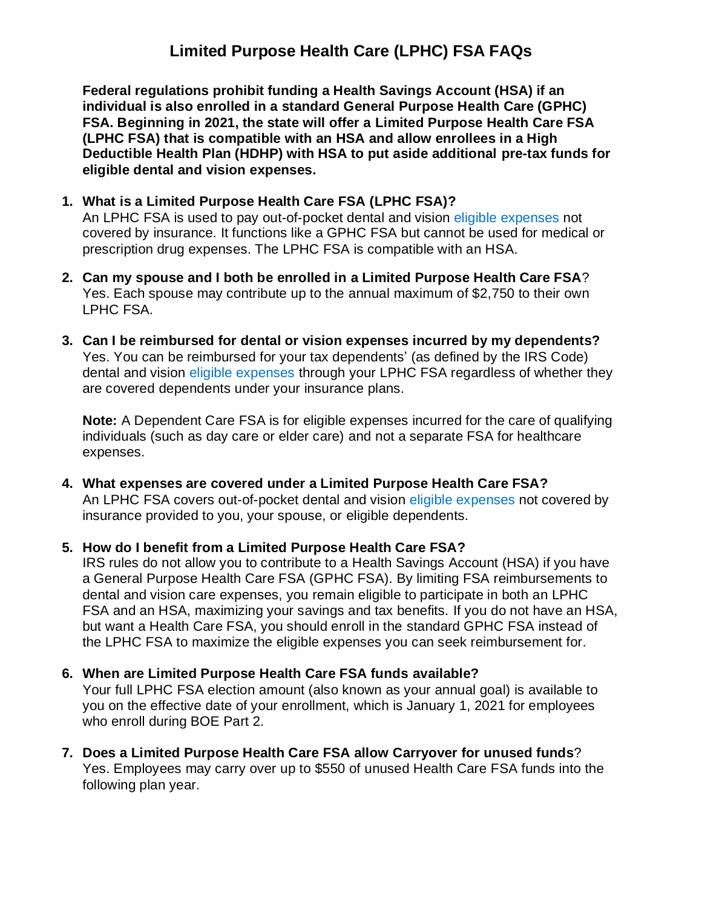# Limited Purpose Health Care (LPHC) FSA FAQs

**Federal regulations prohibit funding a Health Savings Account (HSA) if an individual is also enrolled in a standard General Purpose Health Care (GPHC) FSA. Beginning in 2021, the state will offer a Limited Purpose Health Care FSA (LPHC FSA) that is compatible with an HSA and allow enrollees in a High Deductible Health Plan (HDHP) with HSA to put aside additional pre-tax funds for eligible dental and vision expenses.**

1. **What is a Limited Purpose Health Care FSA (LPHC FSA)?**
   An LPHC FSA is used to pay out-of-pocket dental and vision eligible expenses not covered by insurance. It functions like a GPHC FSA but cannot be used for medical or prescription drug expenses. The LPHC FSA is compatible with an HSA.

2. **Can my spouse and I both be enrolled in a Limited Purpose Health Care FSA**?
   Yes. Each spouse may contribute up to the annual maximum of $2,750 to their own LPHC FSA.

3. **Can I be reimbursed for dental or vision expenses incurred by my dependents?**
   Yes. You can be reimbursed for your tax dependents' (as defined by the IRS Code) dental and vision eligible expenses through your LPHC FSA regardless of whether they are covered dependents under your insurance plans.

   **Note:** A Dependent Care FSA is for eligible expenses incurred for the care of qualifying individuals (such as day care or elder care) and not a separate FSA for healthcare expenses.

4. **What expenses are covered under a Limited Purpose Health Care FSA?**
   An LPHC FSA covers out-of-pocket dental and vision eligible expenses not covered by insurance provided to you, your spouse, or eligible dependents.

5. **How do I benefit from a Limited Purpose Health Care FSA?**
   IRS rules do not allow you to contribute to a Health Savings Account (HSA) if you have a General Purpose Health Care FSA (GPHC FSA). By limiting FSA reimbursements to dental and vision care expenses, you remain eligible to participate in both an LPHC FSA and an HSA, maximizing your savings and tax benefits. If you do not have an HSA, but want a Health Care FSA, you should enroll in the standard GPHC FSA instead of the LPHC FSA to maximize the eligible expenses you can seek reimbursement for.

6. **When are Limited Purpose Health Care FSA funds available?**
   Your full LPHC FSA election amount (also known as your annual goal) is available to you on the effective date of your enrollment, which is January 1, 2021 for employees who enroll during BOE Part 2.

7. **Does a Limited Purpose Health Care FSA allow Carryover for unused funds**?
   Yes. Employees may carry over up to $550 of unused Health Care FSA funds into the following plan year.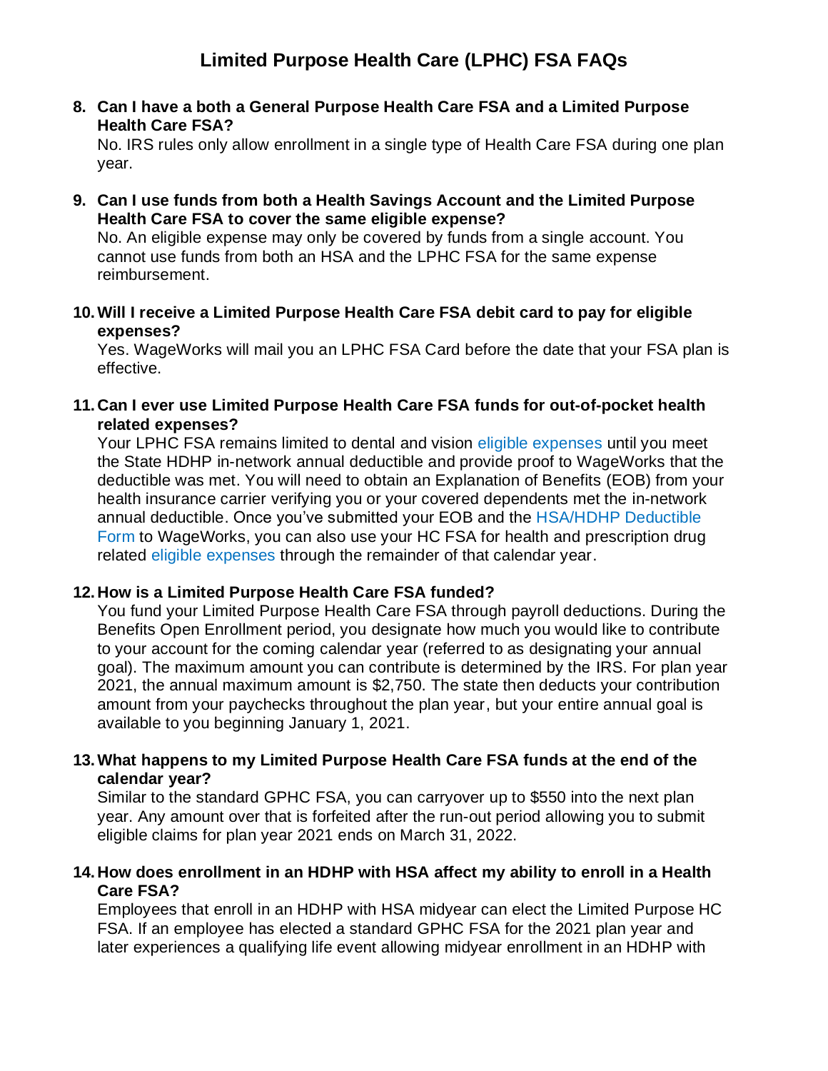# Limited Purpose Health Care (LPHC) FSA FAQs

8. **Can I have a both a General Purpose Health Care FSA and a Limited Purpose Health Care FSA?**
   No. IRS rules only allow enrollment in a single type of Health Care FSA during one plan year.

9. **Can I use funds from both a Health Savings Account and the Limited Purpose Health Care FSA to cover the same eligible expense?**
   No. An eligible expense may only be covered by funds from a single account. You cannot use funds from both an HSA and the LPHC FSA for the same expense reimbursement.

10. **Will I receive a Limited Purpose Health Care FSA debit card to pay for eligible expenses?**
    Yes. WageWorks will mail you an LPHC FSA Card before the date that your FSA plan is effective.

11. **Can I ever use Limited Purpose Health Care FSA funds for out-of-pocket health related expenses?**
    Your LPHC FSA remains limited to dental and vision eligible expenses until you meet the State HDHP in-network annual deductible and provide proof to WageWorks that the deductible was met. You will need to obtain an Explanation of Benefits (EOB) from your health insurance carrier verifying you or your covered dependents met the in-network annual deductible. Once you've submitted your EOB and the HSA/HDHP Deductible Form to WageWorks, you can also use your HC FSA for health and prescription drug related eligible expenses through the remainder of that calendar year.

12. **How is a Limited Purpose Health Care FSA funded?**
    You fund your Limited Purpose Health Care FSA through payroll deductions. During the Benefits Open Enrollment period, you designate how much you would like to contribute to your account for the coming calendar year (referred to as designating your annual goal). The maximum amount you can contribute is determined by the IRS. For plan year 2021, the annual maximum amount is $2,750. The state then deducts your contribution amount from your paychecks throughout the plan year, but your entire annual goal is available to you beginning January 1, 2021.

13. **What happens to my Limited Purpose Health Care FSA funds at the end of the calendar year?**
    Similar to the standard GPHC FSA, you can carryover up to $550 into the next plan year. Any amount over that is forfeited after the run-out period allowing you to submit eligible claims for plan year 2021 ends on March 31, 2022.

14. **How does enrollment in an HDHP with HSA affect my ability to enroll in a Health Care FSA?**
    Employees that enroll in an HDHP with HSA midyear can elect the Limited Purpose HC FSA. If an employee has elected a standard GPHC FSA for the 2021 plan year and later experiences a qualifying life event allowing midyear enrollment in an HDHP with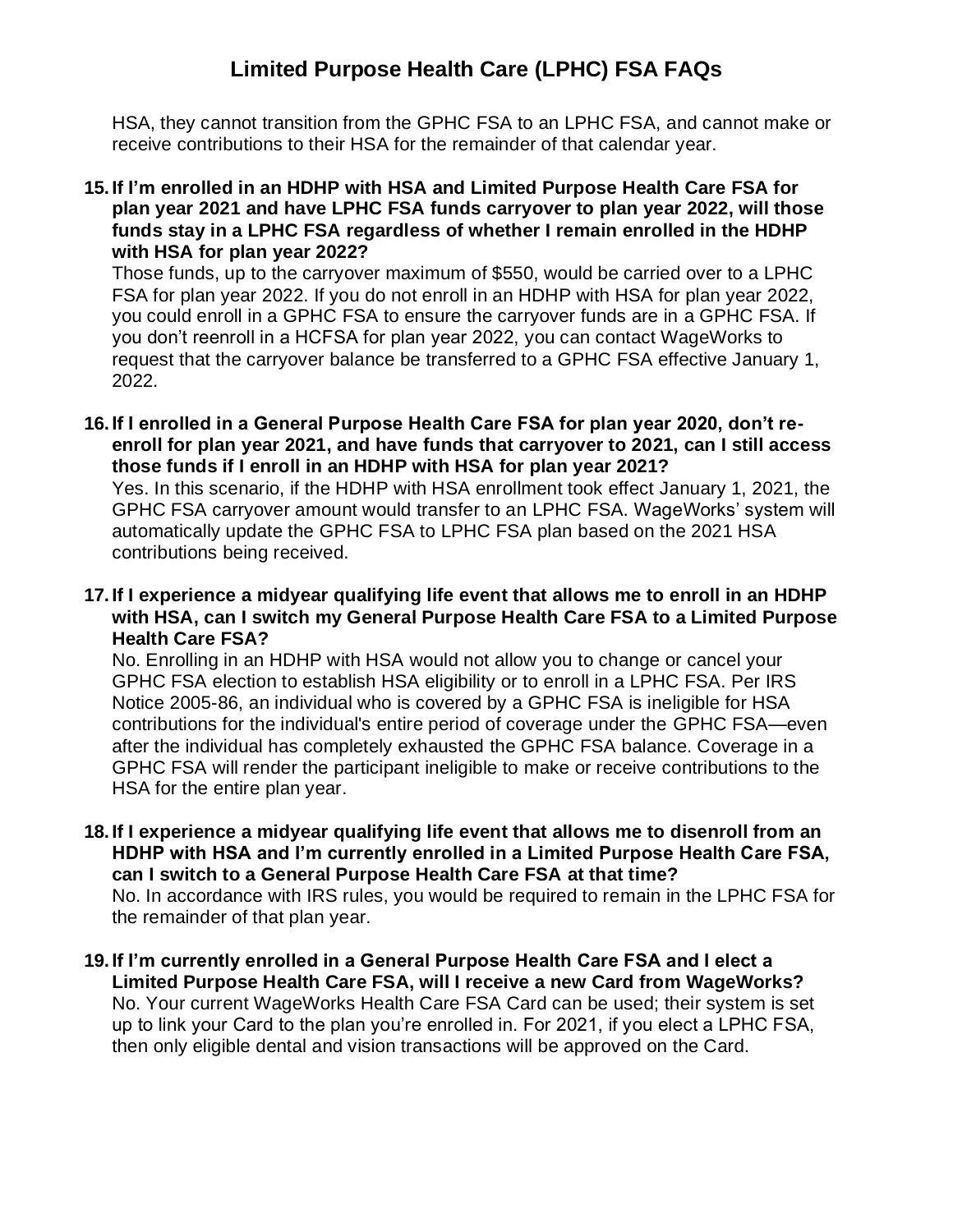HSA, they cannot transition from the GPHC FSA to an LPHC FSA, and cannot make or receive contributions to their HSA for the remainder of that calendar year.

15. **If I'm enrolled in an HDHP with HSA and Limited Purpose Health Care FSA for plan year 2021 and have LPHC FSA funds carryover to plan year 2022, will those funds stay in a LPHC FSA regardless of whether I remain enrolled in the HDHP with HSA for plan year 2022?**
    Those funds, up to the carryover maximum of $550, would be carried over to a LPHC FSA for plan year 2022. If you do not enroll in an HDHP with HSA for plan year 2022, you could enroll in a GPHC FSA to ensure the carryover funds are in a GPHC FSA. If you don't reenroll in a HCFSA for plan year 2022, you can contact WageWorks to request that the carryover balance be transferred to a GPHC FSA effective January 1, 2022.

16. **If I enrolled in a General Purpose Health Care FSA for plan year 2020, don't re-enroll for plan year 2021, and have funds that carryover to 2021, can I still access those funds if I enroll in an HDHP with HSA for plan year 2021?**
    Yes. In this scenario, if the HDHP with HSA enrollment took effect January 1, 2021, the GPHC FSA carryover amount would transfer to an LPHC FSA. WageWorks' system will automatically update the GPHC FSA to LPHC FSA plan based on the 2021 HSA contributions being received.

17. **If I experience a midyear qualifying life event that allows me to enroll in an HDHP with HSA, can I switch my General Purpose Health Care FSA to a Limited Purpose Health Care FSA?**
    No. Enrolling in an HDHP with HSA would not allow you to change or cancel your GPHC FSA election to establish HSA eligibility or to enroll in a LPHC FSA. Per IRS Notice 2005-86, an individual who is covered by a GPHC FSA is ineligible for HSA contributions for the individual's entire period of coverage under the GPHC FSA—even after the individual has completely exhausted the GPHC FSA balance. Coverage in a GPHC FSA will render the participant ineligible to make or receive contributions to the HSA for the entire plan year.

18. **If I experience a midyear qualifying life event that allows me to disenroll from an HDHP with HSA and I'm currently enrolled in a Limited Purpose Health Care FSA, can I switch to a General Purpose Health Care FSA at that time?**
    No. In accordance with IRS rules, you would be required to remain in the LPHC FSA for the remainder of that plan year.

19. **If I'm currently enrolled in a General Purpose Health Care FSA and I elect a Limited Purpose Health Care FSA, will I receive a new Card from WageWorks?**
    No. Your current WageWorks Health Care FSA Card can be used; their system is set up to link your Card to the plan you're enrolled in. For 2021, if you elect a LPHC FSA, then only eligible dental and vision transactions will be approved on the Card.